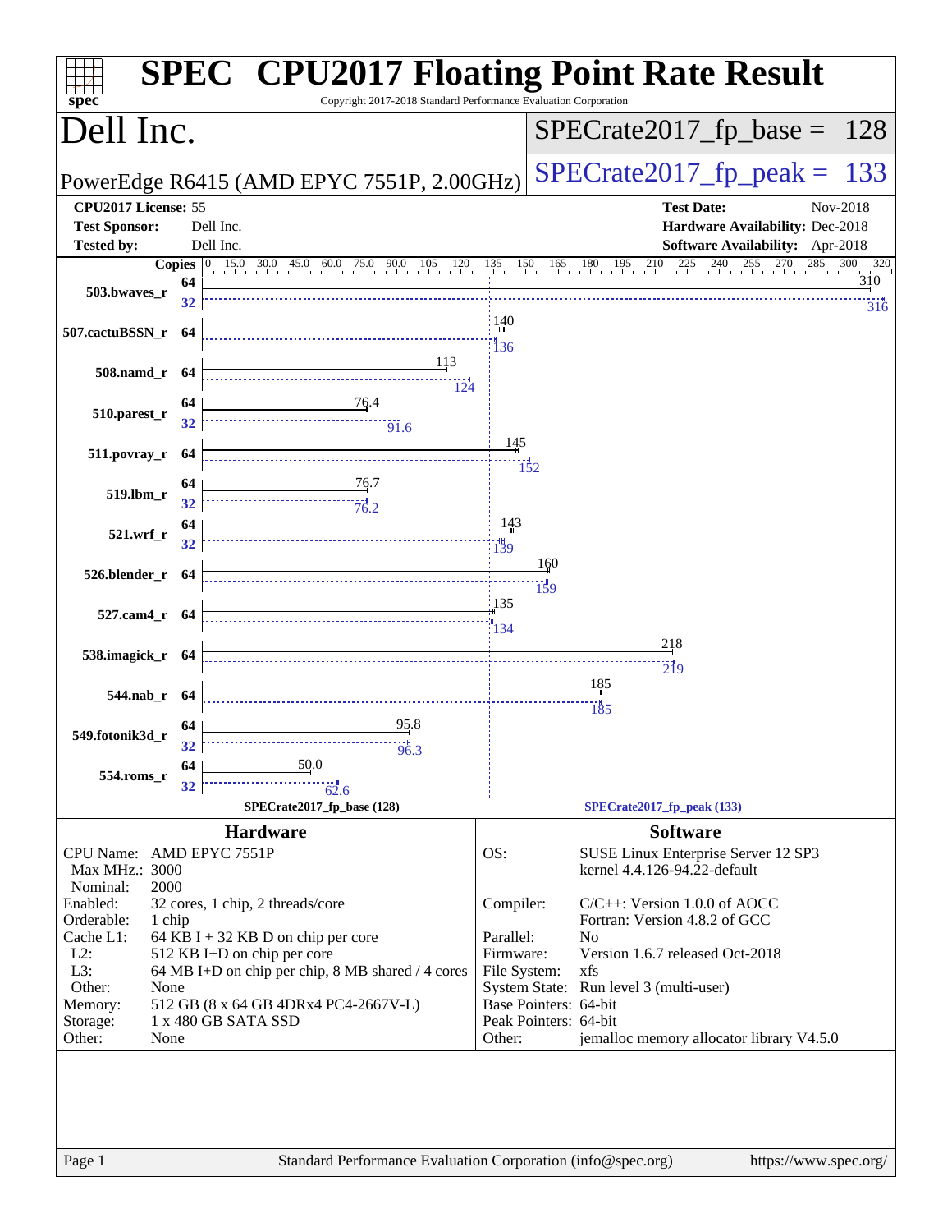# SPEC CPU2017 Floating Point Rate Result

Copyright 2017-2018 Standard Performance Evaluation Corporation

## Dell Inc.

**PowerEdge R6415 (AMD EPYC 7551P, 2.00GHz)**

SPECrate2017_fp_base = 128

SPECrate2017_fp_peak = 133

| | | | |
|---|---|---|---|
| **CPU2017 License:** | 55 | **Test Date:** | Nov-2018 |
| **Test Sponsor:** | Dell Inc. | **Hardware Availability:** | Dec-2018 |
| **Tested by:** | Dell Inc. | **Software Availability:** | Apr-2018 |

| Benchmark | Base Copies | Base Ratio | Peak Copies | Peak Ratio |
|---|---|---|---|---|
| 503.bwaves_r | 64 | 310 | 32 | 316 |
| 507.cactuBSSN_r | 64 | 140 | 64 | 136 |
| 508.namd_r | 64 | 113 | 64 | 124 |
| 510.parest_r | 64 | 76.4 | 32 | 91.6 |
| 511.povray_r | 64 | 145 | 64 | 152 |
| 519.lbm_r | 64 | 76.7 | 32 | 76.2 |
| 521.wrf_r | 64 | 143 | 32 | 139 |
| 526.blender_r | 64 | 160 | 64 | 159 |
| 527.cam4_r | 64 | 135 | 64 | 134 |
| 538.imagick_r | 64 | 218 | 64 | 219 |
| 544.nab_r | 64 | 185 | 64 | 185 |
| 549.fotonik3d_r | 64 | 95.8 | 32 | 96.3 |
| 554.roms_r | 64 | 50.0 | 32 | 62.6 |

SPECrate2017_fp_base (128) — SPECrate2017_fp_peak (133)

## Hardware

| | |
|---|---|
| CPU Name: | AMD EPYC 7551P |
| Max MHz.: | 3000 |
| Nominal: | 2000 |
| Enabled: | 32 cores, 1 chip, 2 threads/core |
| Orderable: | 1 chip |
| Cache L1: | 64 KB I + 32 KB D on chip per core |
| L2: | 512 KB I+D on chip per core |
| L3: | 64 MB I+D on chip per chip, 8 MB shared / 4 cores |
| Other: | None |
| Memory: | 512 GB (8 x 64 GB 4DRx4 PC4-2667V-L) |
| Storage: | 1 x 480 GB SATA SSD |
| Other: | None |

## Software

| | |
|---|---|
| OS: | SUSE Linux Enterprise Server 12 SP3<br>kernel 4.4.126-94.22-default |
| Compiler: | C/C++: Version 1.0.0 of AOCC<br>Fortran: Version 4.8.2 of GCC |
| Parallel: | No |
| Firmware: | Version 1.6.7 released Oct-2018 |
| File System: | xfs |
| System State: | Run level 3 (multi-user) |
| Base Pointers: | 64-bit |
| Peak Pointers: | 64-bit |
| Other: | jemalloc memory allocator library V4.5.0 |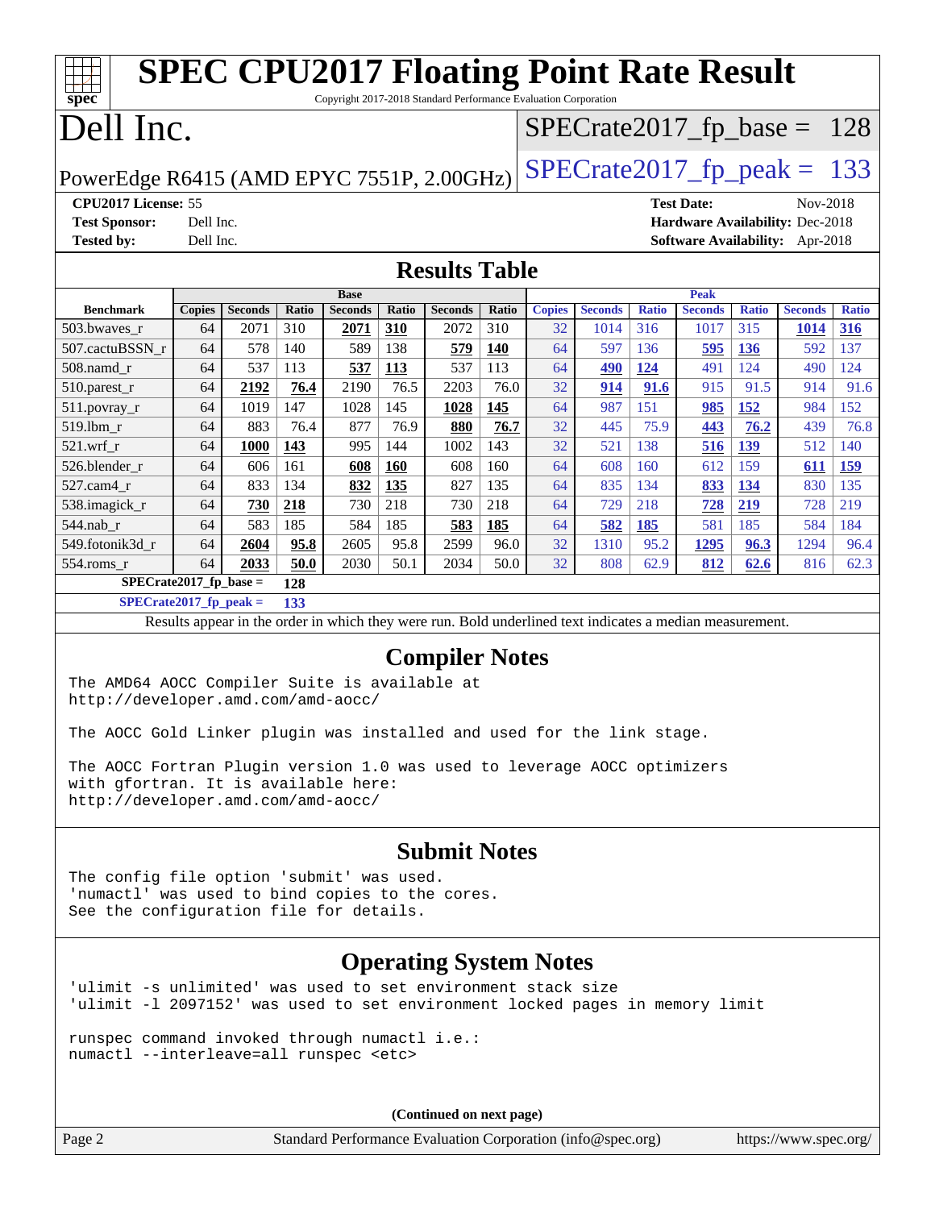# SPEC CPU2017 Floating Point Rate Result

Copyright 2017-2018 Standard Performance Evaluation Corporation

# Dell Inc.

PowerEdge R6415 (AMD EPYC 7551P, 2.00GHz)

SPECrate2017_fp_base = 128

SPECrate2017_fp_peak = 133

**CPU2017 License:** 55
**Test Sponsor:** Dell Inc.
**Tested by:** Dell Inc.

**Test Date:** Nov-2018
**Hardware Availability:** Dec-2018
**Software Availability:** Apr-2018

## Results Table

| Benchmark | Base | | | | | | | Peak | | | | | | |
|---|---|---|---|---|---|---|---|---|---|---|---|---|---|---|
| | Copies | Seconds | Ratio | Seconds | Ratio | Seconds | Ratio | Copies | Seconds | Ratio | Seconds | Ratio | Seconds | Ratio |
| 503.bwaves_r | 64 | 2071 | 310 | **2071** | **310** | 2072 | 310 | 32 | 1014 | 316 | 1017 | 315 | **1014** | **316** |
| 507.cactuBSSN_r | 64 | 578 | 140 | 589 | 138 | **579** | **140** | 64 | 597 | 136 | **595** | **136** | 592 | 137 |
| 508.namd_r | 64 | 537 | 113 | **537** | **113** | 537 | 113 | 64 | **490** | **124** | 491 | 124 | 490 | 124 |
| 510.parest_r | 64 | **2192** | **76.4** | 2190 | 76.5 | 2203 | 76.0 | 32 | **914** | **91.6** | 915 | 91.5 | 914 | 91.6 |
| 511.povray_r | 64 | 1019 | 147 | 1028 | 145 | **1028** | **145** | 64 | 987 | 151 | **985** | **152** | 984 | 152 |
| 519.lbm_r | 64 | 883 | 76.4 | 877 | 76.9 | **880** | **76.7** | 32 | 445 | 75.9 | **443** | **76.2** | 439 | 76.8 |
| 521.wrf_r | 64 | **1000** | **143** | 995 | 144 | 1002 | 143 | 32 | 521 | 138 | **516** | **139** | 512 | 140 |
| 526.blender_r | 64 | 606 | 161 | **608** | **160** | 608 | 160 | 64 | 608 | 160 | 612 | 159 | **611** | **159** |
| 527.cam4_r | 64 | 833 | 134 | **832** | **135** | 827 | 135 | 64 | 835 | 134 | **833** | **134** | 830 | 135 |
| 538.imagick_r | 64 | **730** | **218** | 730 | 218 | 730 | 218 | 64 | 729 | 218 | **728** | **219** | 728 | 219 |
| 544.nab_r | 64 | 583 | 185 | 584 | 185 | **583** | **185** | 64 | **582** | **185** | 581 | 185 | 584 | 184 |
| 549.fotonik3d_r | 64 | **2604** | **95.8** | 2605 | 95.8 | 2599 | 96.0 | 32 | 1310 | 95.2 | **1295** | **96.3** | 1294 | 96.4 |
| 554.roms_r | 64 | **2033** | **50.0** | 2030 | 50.1 | 2034 | 50.0 | 32 | 808 | 62.9 | **812** | **62.6** | 816 | 62.3 |

**SPECrate2017_fp_base = 128**

**SPECrate2017_fp_peak = 133**

Results appear in the order in which they were run. Bold underlined text indicates a median measurement.

## Compiler Notes

```
The AMD64 AOCC Compiler Suite is available at
http://developer.amd.com/amd-aocc/

The AOCC Gold Linker plugin was installed and used for the link stage.

The AOCC Fortran Plugin version 1.0 was used to leverage AOCC optimizers
with gfortran. It is available here:
http://developer.amd.com/amd-aocc/
```

## Submit Notes

```
The config file option 'submit' was used.
'numactl' was used to bind copies to the cores.
See the configuration file for details.
```

## Operating System Notes

```
'ulimit -s unlimited' was used to set environment stack size
'ulimit -l 2097152' was used to set environment locked pages in memory limit

runspec command invoked through numactl i.e.:
numactl --interleave=all runspec <etc>
```

(Continued on next page)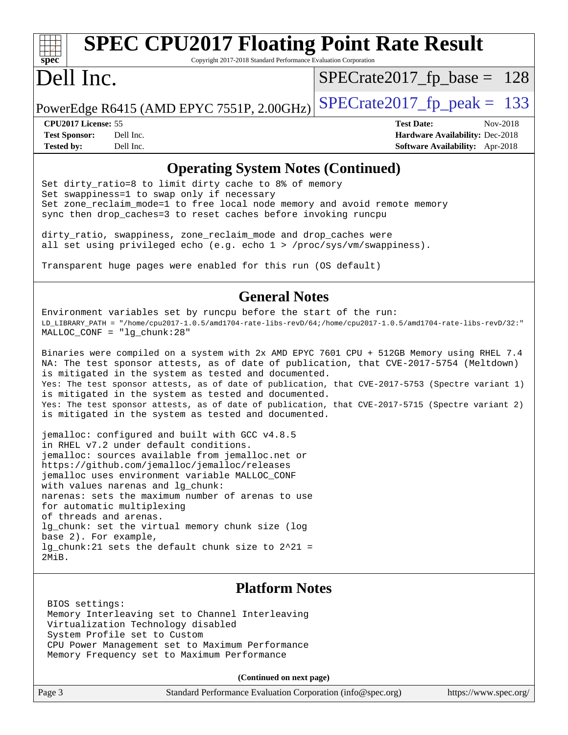## Operating System Notes (Continued)

```
Set dirty_ratio=8 to limit dirty cache to 8% of memory
Set swappiness=1 to swap only if necessary
Set zone_reclaim_mode=1 to free local node memory and avoid remote memory
sync then drop_caches=3 to reset caches before invoking runcpu

dirty_ratio, swappiness, zone_reclaim_mode and drop_caches were
all set using privileged echo (e.g. echo 1 > /proc/sys/vm/swappiness).

Transparent huge pages were enabled for this run (OS default)
```

## General Notes

```
Environment variables set by runcpu before the start of the run:
LD_LIBRARY_PATH = "/home/cpu2017-1.0.5/amd1704-rate-libs-revD/64;/home/cpu2017-1.0.5/amd1704-rate-libs-revD/32:"
MALLOC_CONF = "lg_chunk:28"

Binaries were compiled on a system with 2x AMD EPYC 7601 CPU + 512GB Memory using RHEL 7.4
NA: The test sponsor attests, as of date of publication, that CVE-2017-5754 (Meltdown)
is mitigated in the system as tested and documented.
Yes: The test sponsor attests, as of date of publication, that CVE-2017-5753 (Spectre variant 1)
is mitigated in the system as tested and documented.
Yes: The test sponsor attests, as of date of publication, that CVE-2017-5715 (Spectre variant 2)
is mitigated in the system as tested and documented.

jemalloc: configured and built with GCC v4.8.5
in RHEL v7.2 under default conditions.
jemalloc: sources available from jemalloc.net or
https://github.com/jemalloc/jemalloc/releases
jemalloc uses environment variable MALLOC_CONF
with values narenas and lg_chunk:
narenas: sets the maximum number of arenas to use
for automatic multiplexing
of threads and arenas.
lg_chunk: set the virtual memory chunk size (log
base 2). For example,
lg_chunk:21 sets the default chunk size to 2^21 =
2MiB.
```

## Platform Notes

```
BIOS settings:
Memory Interleaving set to Channel Interleaving
Virtualization Technology disabled
System Profile set to Custom
CPU Power Management set to Maximum Performance
Memory Frequency set to Maximum Performance
```

**(Continued on next page)**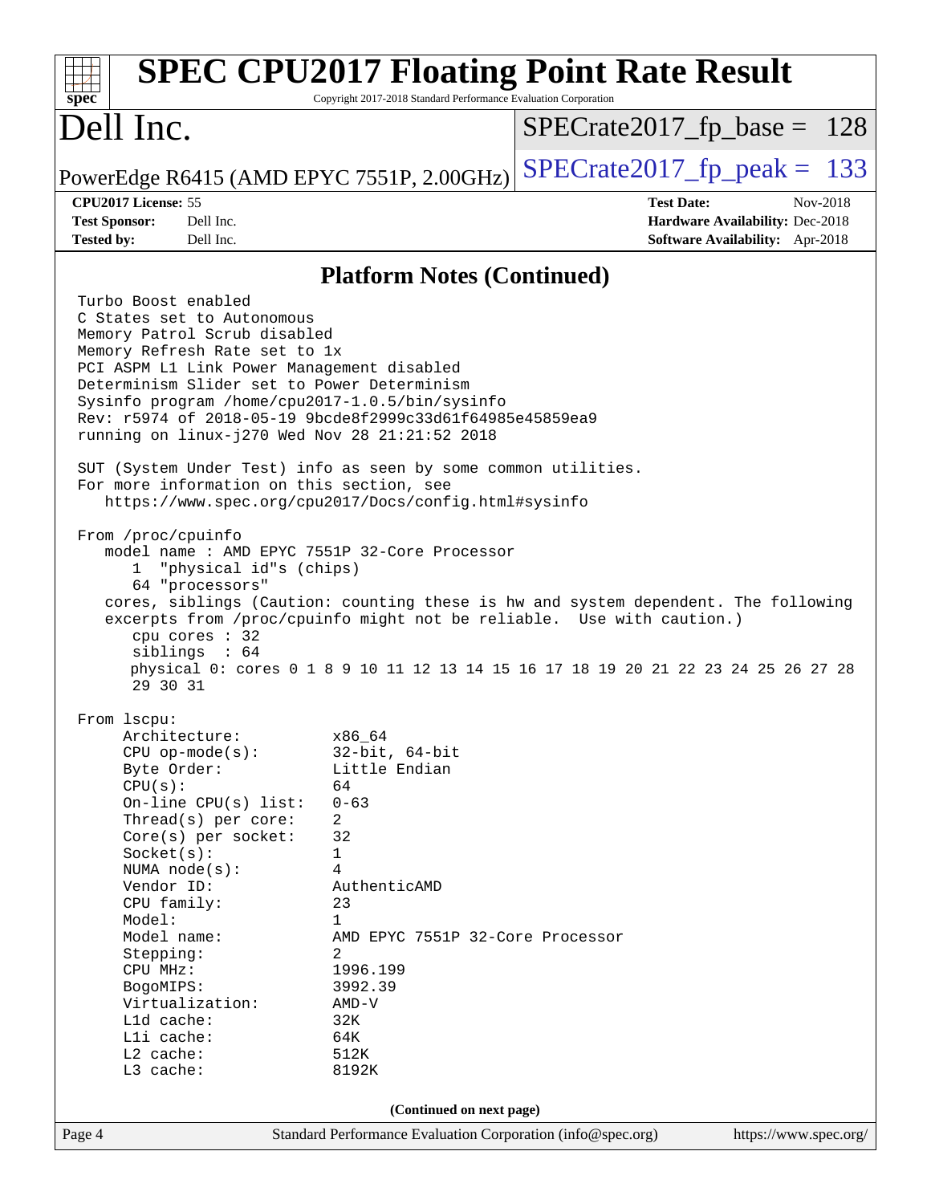## Platform Notes (Continued)

```
Turbo Boost enabled
C States set to Autonomous
Memory Patrol Scrub disabled
Memory Refresh Rate set to 1x
PCI ASPM L1 Link Power Management disabled
Determinism Slider set to Power Determinism
Sysinfo program /home/cpu2017-1.0.5/bin/sysinfo
Rev: r5974 of 2018-05-19 9bcde8f2999c33d61f64985e45859ea9
running on linux-j270 Wed Nov 28 21:21:52 2018

SUT (System Under Test) info as seen by some common utilities.
For more information on this section, see
   https://www.spec.org/cpu2017/Docs/config.html#sysinfo

From /proc/cpuinfo
   model name : AMD EPYC 7551P 32-Core Processor
      1  "physical id"s (chips)
      64 "processors"
   cores, siblings (Caution: counting these is hw and system dependent. The following
   excerpts from /proc/cpuinfo might not be reliable.  Use with caution.)
      cpu cores : 32
      siblings  : 64
      physical 0: cores 0 1 8 9 10 11 12 13 14 15 16 17 18 19 20 21 22 23 24 25 26 27 28
      29 30 31

From lscpu:
     Architecture:          x86_64
     CPU op-mode(s):        32-bit, 64-bit
     Byte Order:            Little Endian
     CPU(s):                64
     On-line CPU(s) list:   0-63
     Thread(s) per core:    2
     Core(s) per socket:    32
     Socket(s):             1
     NUMA node(s):          4
     Vendor ID:             AuthenticAMD
     CPU family:            23
     Model:                 1
     Model name:            AMD EPYC 7551P 32-Core Processor
     Stepping:              2
     CPU MHz:               1996.199
     BogoMIPS:              3992.39
     Virtualization:        AMD-V
     L1d cache:             32K
     L1i cache:             64K
     L2 cache:              512K
     L3 cache:              8192K
```

(Continued on next page)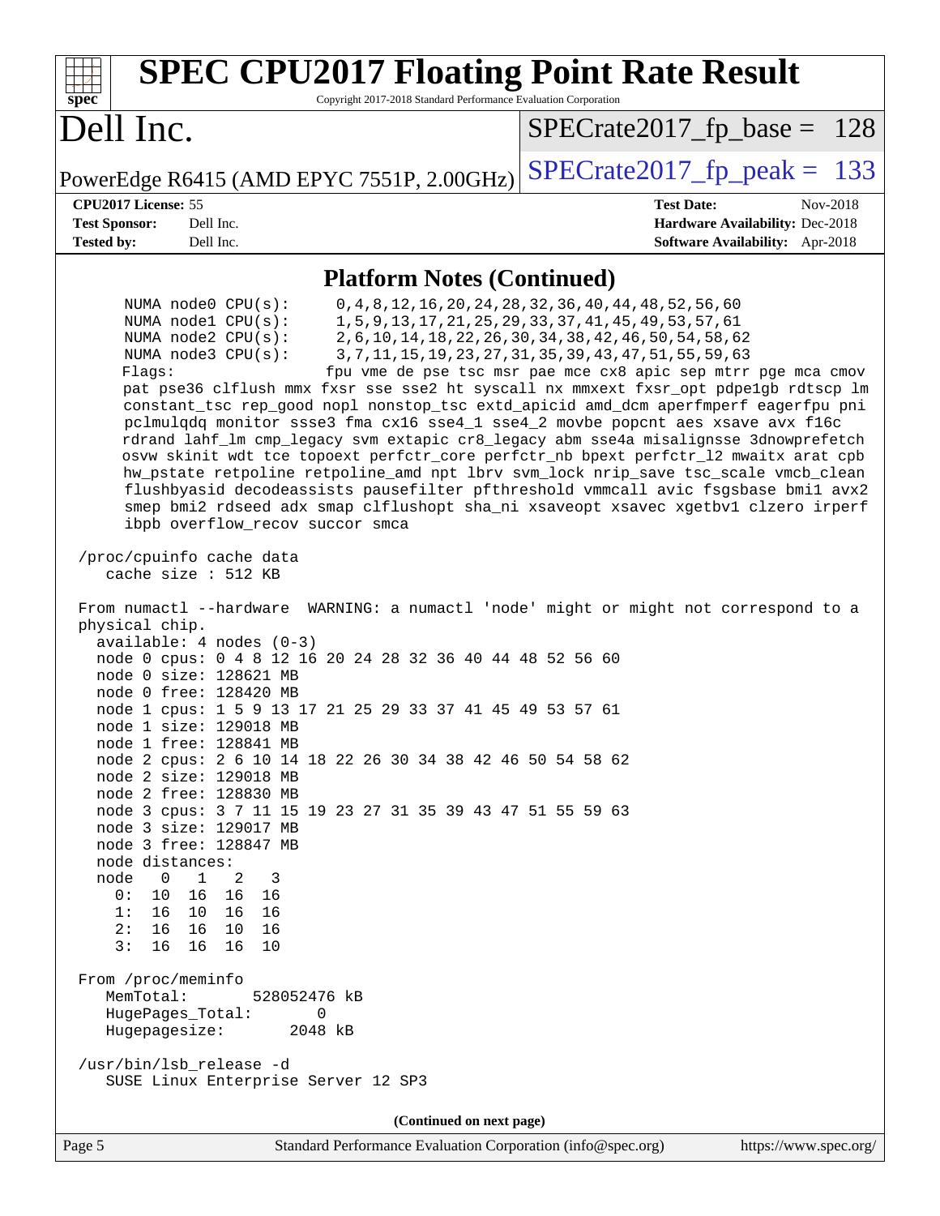## Platform Notes (Continued)

```
      NUMA node0 CPU(s):     0,4,8,12,16,20,24,28,32,36,40,44,48,52,56,60
      NUMA node1 CPU(s):     1,5,9,13,17,21,25,29,33,37,41,45,49,53,57,61
      NUMA node2 CPU(s):     2,6,10,14,18,22,26,30,34,38,42,46,50,54,58,62
      NUMA node3 CPU(s):     3,7,11,15,19,23,27,31,35,39,43,47,51,55,59,63
      Flags:                 fpu vme de pse tsc msr pae mce cx8 apic sep mtrr pge mca cmov
      pat pse36 clflush mmx fxsr sse sse2 ht syscall nx mmxext fxsr_opt pdpe1gb rdtscp lm
      constant_tsc rep_good nopl nonstop_tsc extd_apicid amd_dcm aperfmperf eagerfpu pni
      pclmulqdq monitor ssse3 fma cx16 sse4_1 sse4_2 movbe popcnt aes xsave avx f16c
      rdrand lahf_lm cmp_legacy svm extapic cr8_legacy abm sse4a misalignsse 3dnowprefetch
      osvw skinit wdt tce topoext perfctr_core perfctr_nb bpext perfctr_l2 mwaitx arat cpb
      hw_pstate retpoline retpoline_amd npt lbrv svm_lock nrip_save tsc_scale vmcb_clean
      flushbyasid decodeassists pausefilter pfthreshold vmmcall avic fsgsbase bmi1 avx2
      smep bmi2 rdseed adx smap clflushopt sha_ni xsaveopt xsavec xgetbv1 clzero irperf
      ibpb overflow_recov succor smca

 /proc/cpuinfo cache data
    cache size : 512 KB

 From numactl --hardware  WARNING: a numactl 'node' might or might not correspond to a
 physical chip.
   available: 4 nodes (0-3)
   node 0 cpus: 0 4 8 12 16 20 24 28 32 36 40 44 48 52 56 60
   node 0 size: 128621 MB
   node 0 free: 128420 MB
   node 1 cpus: 1 5 9 13 17 21 25 29 33 37 41 45 49 53 57 61
   node 1 size: 129018 MB
   node 1 free: 128841 MB
   node 2 cpus: 2 6 10 14 18 22 26 30 34 38 42 46 50 54 58 62
   node 2 size: 129018 MB
   node 2 free: 128830 MB
   node 3 cpus: 3 7 11 15 19 23 27 31 35 39 43 47 51 55 59 63
   node 3 size: 129017 MB
   node 3 free: 128847 MB
   node distances:
   node   0   1   2   3
     0:  10  16  16  16
     1:  16  10  16  16
     2:  16  16  10  16
     3:  16  16  16  10

 From /proc/meminfo
    MemTotal:       528052476 kB
    HugePages_Total:       0
    Hugepagesize:       2048 kB

 /usr/bin/lsb_release -d
    SUSE Linux Enterprise Server 12 SP3
```

**(Continued on next page)**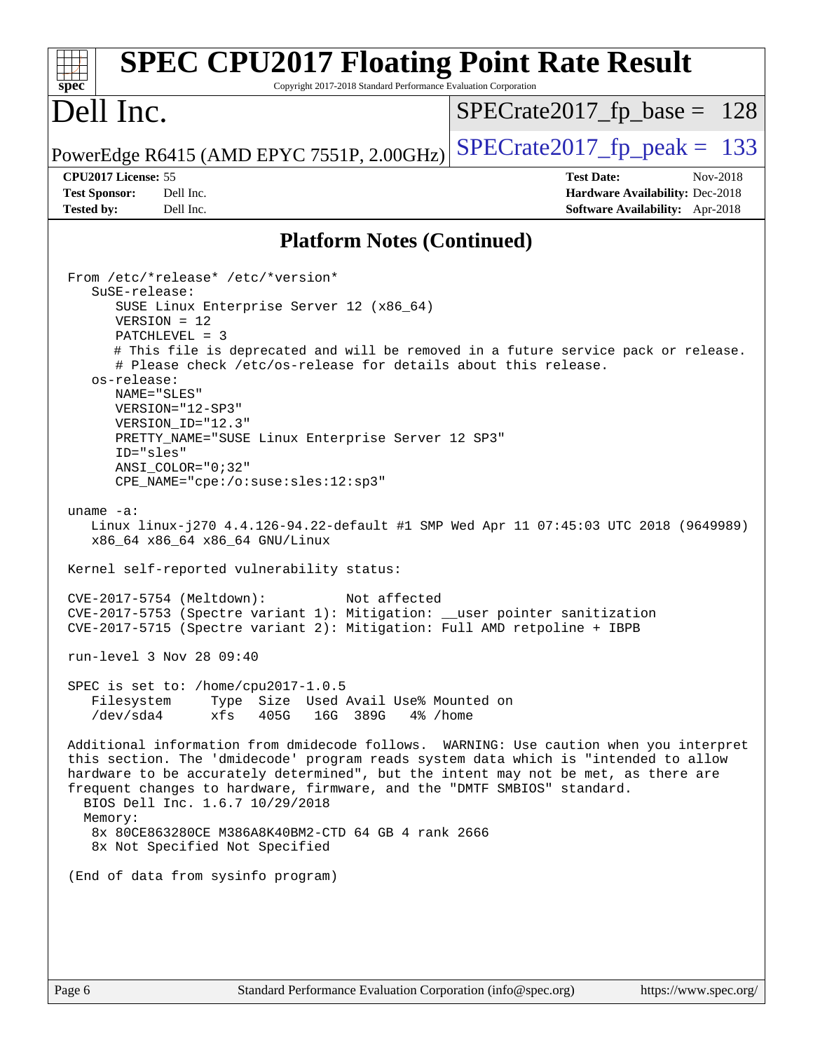## Platform Notes (Continued)

```
From /etc/*release* /etc/*version*
   SuSE-release:
      SUSE Linux Enterprise Server 12 (x86_64)
      VERSION = 12
      PATCHLEVEL = 3
      # This file is deprecated and will be removed in a future service pack or release.
      # Please check /etc/os-release for details about this release.
   os-release:
      NAME="SLES"
      VERSION="12-SP3"
      VERSION_ID="12.3"
      PRETTY_NAME="SUSE Linux Enterprise Server 12 SP3"
      ID="sles"
      ANSI_COLOR="0;32"
      CPE_NAME="cpe:/o:suse:sles:12:sp3"

uname -a:
   Linux linux-j270 4.4.126-94.22-default #1 SMP Wed Apr 11 07:45:03 UTC 2018 (9649989)
   x86_64 x86_64 x86_64 GNU/Linux

Kernel self-reported vulnerability status:

CVE-2017-5754 (Meltdown):          Not affected
CVE-2017-5753 (Spectre variant 1): Mitigation: __user pointer sanitization
CVE-2017-5715 (Spectre variant 2): Mitigation: Full AMD retpoline + IBPB

run-level 3 Nov 28 09:40

SPEC is set to: /home/cpu2017-1.0.5
   Filesystem     Type  Size  Used Avail Use% Mounted on
   /dev/sda4      xfs   405G   16G  389G   4% /home

Additional information from dmidecode follows.  WARNING: Use caution when you interpret
this section. The 'dmidecode' program reads system data which is "intended to allow
hardware to be accurately determined", but the intent may not be met, as there are
frequent changes to hardware, firmware, and the "DMTF SMBIOS" standard.
  BIOS Dell Inc. 1.6.7 10/29/2018
  Memory:
   8x 80CE863280CE M386A8K40BM2-CTD 64 GB 4 rank 2666
   8x Not Specified Not Specified

(End of data from sysinfo program)
```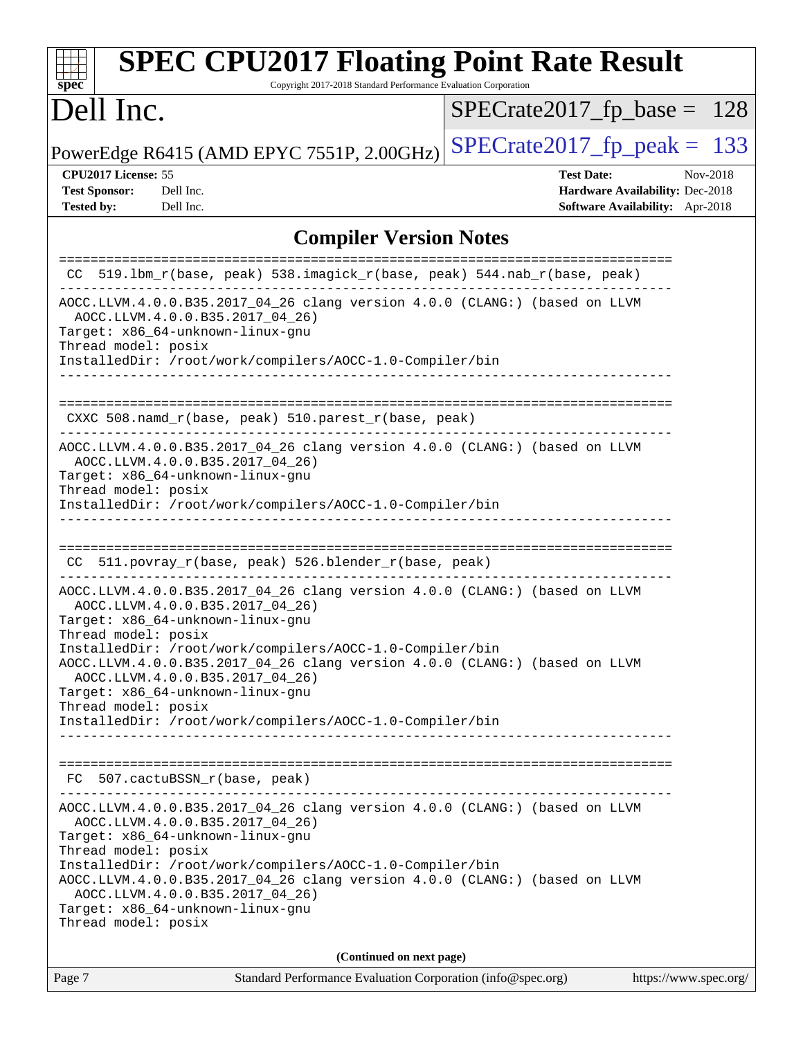# SPEC CPU2017 Floating Point Rate Result

Copyright 2017-2018 Standard Performance Evaluation Corporation

## Dell Inc.

PowerEdge R6415 (AMD EPYC 7551P, 2.00GHz)

SPECrate2017_fp_base = 128

SPECrate2017_fp_peak = 133

**CPU2017 License:** 55
**Test Sponsor:** Dell Inc.
**Tested by:** Dell Inc.

**Test Date:** Nov-2018
**Hardware Availability:** Dec-2018
**Software Availability:** Apr-2018

## Compiler Version Notes

```
==============================================================================
 CC  519.lbm_r(base, peak) 538.imagick_r(base, peak) 544.nab_r(base, peak)
------------------------------------------------------------------------------
AOCC.LLVM.4.0.0.B35.2017_04_26 clang version 4.0.0 (CLANG:) (based on LLVM
  AOCC.LLVM.4.0.0.B35.2017_04_26)
Target: x86_64-unknown-linux-gnu
Thread model: posix
InstalledDir: /root/work/compilers/AOCC-1.0-Compiler/bin
------------------------------------------------------------------------------

==============================================================================
 CXXC 508.namd_r(base, peak) 510.parest_r(base, peak)
------------------------------------------------------------------------------
AOCC.LLVM.4.0.0.B35.2017_04_26 clang version 4.0.0 (CLANG:) (based on LLVM
  AOCC.LLVM.4.0.0.B35.2017_04_26)
Target: x86_64-unknown-linux-gnu
Thread model: posix
InstalledDir: /root/work/compilers/AOCC-1.0-Compiler/bin
------------------------------------------------------------------------------

==============================================================================
 CC  511.povray_r(base, peak) 526.blender_r(base, peak)
------------------------------------------------------------------------------
AOCC.LLVM.4.0.0.B35.2017_04_26 clang version 4.0.0 (CLANG:) (based on LLVM
  AOCC.LLVM.4.0.0.B35.2017_04_26)
Target: x86_64-unknown-linux-gnu
Thread model: posix
InstalledDir: /root/work/compilers/AOCC-1.0-Compiler/bin
AOCC.LLVM.4.0.0.B35.2017_04_26 clang version 4.0.0 (CLANG:) (based on LLVM
  AOCC.LLVM.4.0.0.B35.2017_04_26)
Target: x86_64-unknown-linux-gnu
Thread model: posix
InstalledDir: /root/work/compilers/AOCC-1.0-Compiler/bin
------------------------------------------------------------------------------

==============================================================================
 FC  507.cactuBSSN_r(base, peak)
------------------------------------------------------------------------------
AOCC.LLVM.4.0.0.B35.2017_04_26 clang version 4.0.0 (CLANG:) (based on LLVM
  AOCC.LLVM.4.0.0.B35.2017_04_26)
Target: x86_64-unknown-linux-gnu
Thread model: posix
InstalledDir: /root/work/compilers/AOCC-1.0-Compiler/bin
AOCC.LLVM.4.0.0.B35.2017_04_26 clang version 4.0.0 (CLANG:) (based on LLVM
  AOCC.LLVM.4.0.0.B35.2017_04_26)
Target: x86_64-unknown-linux-gnu
Thread model: posix
```

**(Continued on next page)**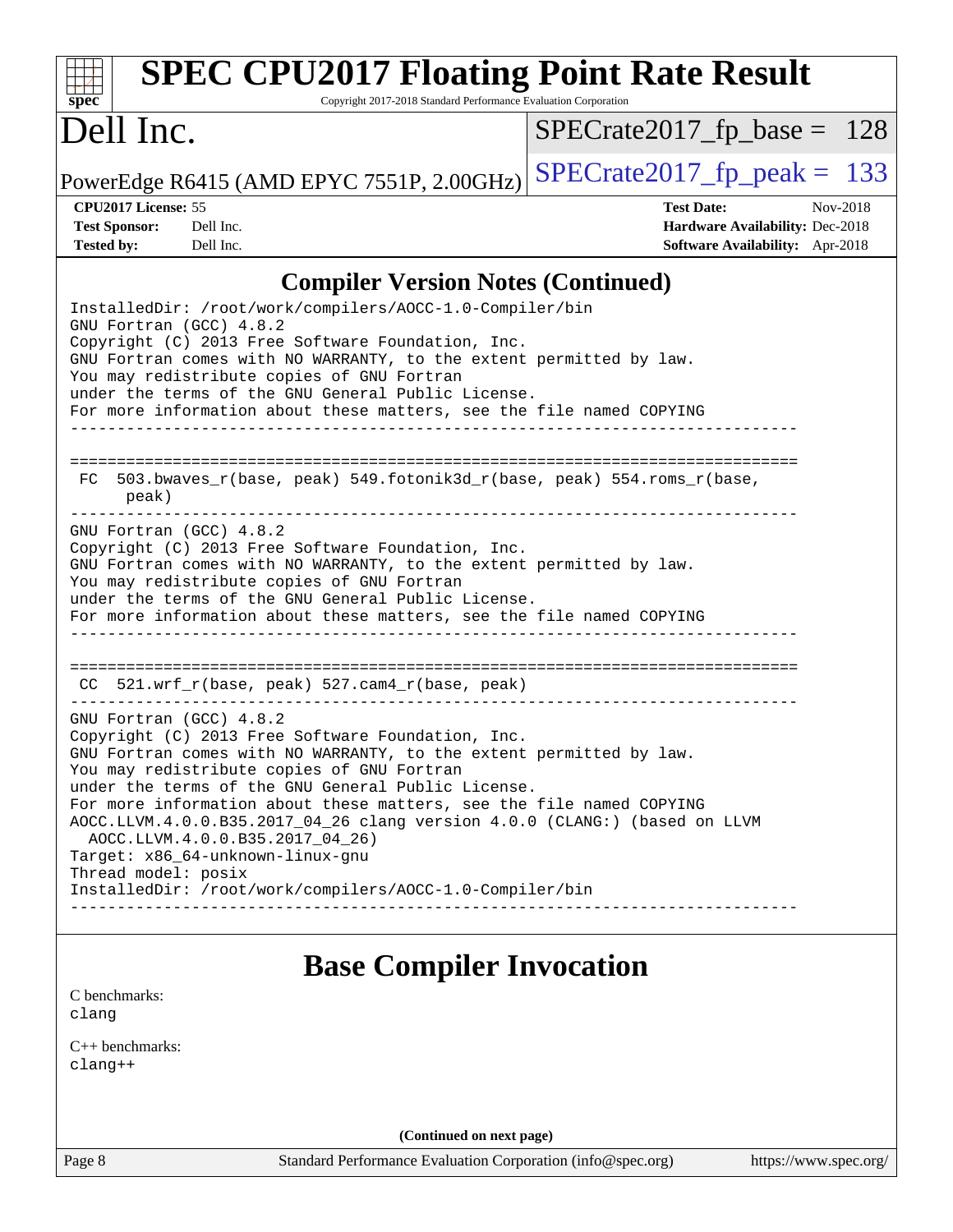## Compiler Version Notes (Continued)

```
InstalledDir: /root/work/compilers/AOCC-1.0-Compiler/bin
GNU Fortran (GCC) 4.8.2
Copyright (C) 2013 Free Software Foundation, Inc.
GNU Fortran comes with NO WARRANTY, to the extent permitted by law.
You may redistribute copies of GNU Fortran
under the terms of the GNU General Public License.
For more information about these matters, see the file named COPYING
------------------------------------------------------------------------------

==============================================================================
 FC  503.bwaves_r(base, peak) 549.fotonik3d_r(base, peak) 554.roms_r(base,
      peak)
------------------------------------------------------------------------------
GNU Fortran (GCC) 4.8.2
Copyright (C) 2013 Free Software Foundation, Inc.
GNU Fortran comes with NO WARRANTY, to the extent permitted by law.
You may redistribute copies of GNU Fortran
under the terms of the GNU General Public License.
For more information about these matters, see the file named COPYING
------------------------------------------------------------------------------

==============================================================================
 CC  521.wrf_r(base, peak) 527.cam4_r(base, peak)
------------------------------------------------------------------------------
GNU Fortran (GCC) 4.8.2
Copyright (C) 2013 Free Software Foundation, Inc.
GNU Fortran comes with NO WARRANTY, to the extent permitted by law.
You may redistribute copies of GNU Fortran
under the terms of the GNU General Public License.
For more information about these matters, see the file named COPYING
AOCC.LLVM.4.0.0.B35.2017_04_26 clang version 4.0.0 (CLANG:) (based on LLVM
  AOCC.LLVM.4.0.0.B35.2017_04_26)
Target: x86_64-unknown-linux-gnu
Thread model: posix
InstalledDir: /root/work/compilers/AOCC-1.0-Compiler/bin
------------------------------------------------------------------------------
```

## Base Compiler Invocation

C benchmarks:
clang

C++ benchmarks:
clang++

(Continued on next page)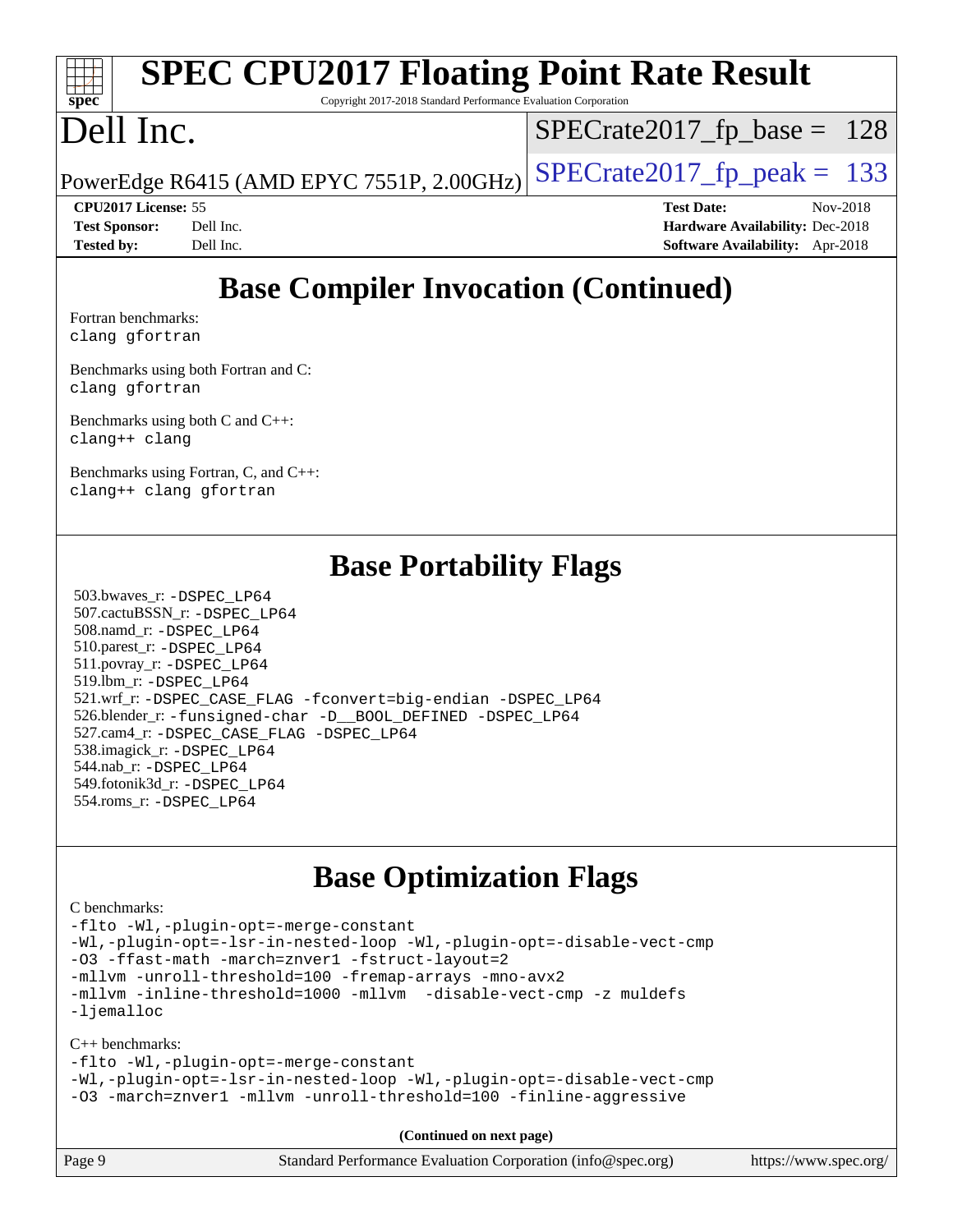# SPEC CPU2017 Floating Point Rate Result

Copyright 2017-2018 Standard Performance Evaluation Corporation

# Dell Inc.

PowerEdge R6415 (AMD EPYC 7551P, 2.00GHz)

SPECrate2017_fp_base = 128

SPECrate2017_fp_peak = 133

**CPU2017 License:** 55
**Test Sponsor:** Dell Inc.
**Tested by:** Dell Inc.

**Test Date:** Nov-2018
**Hardware Availability:** Dec-2018
**Software Availability:** Apr-2018

## Base Compiler Invocation (Continued)

Fortran benchmarks:
```
clang gfortran
```

Benchmarks using both Fortran and C:
```
clang gfortran
```

Benchmarks using both C and C++:
```
clang++ clang
```

Benchmarks using Fortran, C, and C++:
```
clang++ clang gfortran
```

## Base Portability Flags

503.bwaves_r: -DSPEC_LP64
507.cactuBSSN_r: -DSPEC_LP64
508.namd_r: -DSPEC_LP64
510.parest_r: -DSPEC_LP64
511.povray_r: -DSPEC_LP64
519.lbm_r: -DSPEC_LP64
521.wrf_r: -DSPEC_CASE_FLAG -fconvert=big-endian -DSPEC_LP64
526.blender_r: -funsigned-char -D__BOOL_DEFINED -DSPEC_LP64
527.cam4_r: -DSPEC_CASE_FLAG -DSPEC_LP64
538.imagick_r: -DSPEC_LP64
544.nab_r: -DSPEC_LP64
549.fotonik3d_r: -DSPEC_LP64
554.roms_r: -DSPEC_LP64

## Base Optimization Flags

C benchmarks:
```
-flto -Wl,-plugin-opt=-merge-constant
-Wl,-plugin-opt=-lsr-in-nested-loop -Wl,-plugin-opt=-disable-vect-cmp
-O3 -ffast-math -march=znver1 -fstruct-layout=2
-mllvm -unroll-threshold=100 -fremap-arrays -mno-avx2
-mllvm -inline-threshold=1000 -mllvm  -disable-vect-cmp -z muldefs
-ljemalloc
```

C++ benchmarks:
```
-flto -Wl,-plugin-opt=-merge-constant
-Wl,-plugin-opt=-lsr-in-nested-loop -Wl,-plugin-opt=-disable-vect-cmp
-O3 -march=znver1 -mllvm -unroll-threshold=100 -finline-aggressive
```

**(Continued on next page)**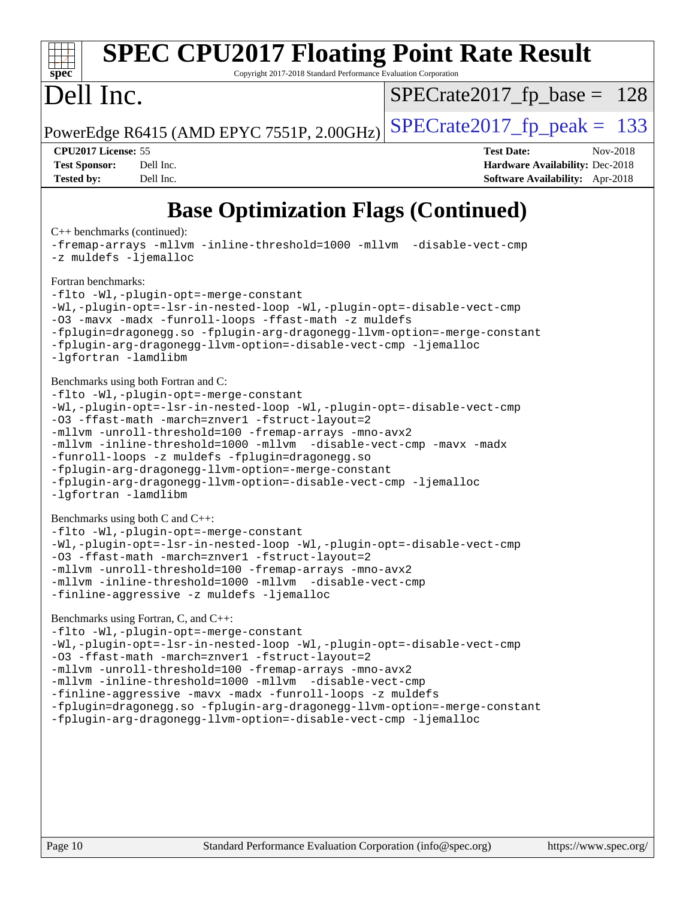# SPEC CPU2017 Floating Point Rate Result

Copyright 2017-2018 Standard Performance Evaluation Corporation

## Dell Inc.

PowerEdge R6415 (AMD EPYC 7551P, 2.00GHz)

SPECrate2017_fp_base = 128

SPECrate2017_fp_peak = 133

**CPU2017 License:** 55
**Test Sponsor:** Dell Inc.
**Tested by:** Dell Inc.

**Test Date:** Nov-2018
**Hardware Availability:** Dec-2018
**Software Availability:** Apr-2018

## Base Optimization Flags (Continued)

C++ benchmarks (continued):

```
-fremap-arrays -mllvm -inline-threshold=1000 -mllvm  -disable-vect-cmp
-z muldefs -ljemalloc
```

Fortran benchmarks:

```
-flto -Wl,-plugin-opt=-merge-constant
-Wl,-plugin-opt=-lsr-in-nested-loop -Wl,-plugin-opt=-disable-vect-cmp
-O3 -mavx -madx -funroll-loops -ffast-math -z muldefs
-fplugin=dragonegg.so -fplugin-arg-dragonegg-llvm-option=-merge-constant
-fplugin-arg-dragonegg-llvm-option=-disable-vect-cmp -ljemalloc
-lgfortran -lamdlibm
```

Benchmarks using both Fortran and C:

```
-flto -Wl,-plugin-opt=-merge-constant
-Wl,-plugin-opt=-lsr-in-nested-loop -Wl,-plugin-opt=-disable-vect-cmp
-O3 -ffast-math -march=znver1 -fstruct-layout=2
-mllvm -unroll-threshold=100 -fremap-arrays -mno-avx2
-mllvm -inline-threshold=1000 -mllvm  -disable-vect-cmp -mavx -madx
-funroll-loops -z muldefs -fplugin=dragonegg.so
-fplugin-arg-dragonegg-llvm-option=-merge-constant
-fplugin-arg-dragonegg-llvm-option=-disable-vect-cmp -ljemalloc
-lgfortran -lamdlibm
```

Benchmarks using both C and C++:

```
-flto -Wl,-plugin-opt=-merge-constant
-Wl,-plugin-opt=-lsr-in-nested-loop -Wl,-plugin-opt=-disable-vect-cmp
-O3 -ffast-math -march=znver1 -fstruct-layout=2
-mllvm -unroll-threshold=100 -fremap-arrays -mno-avx2
-mllvm -inline-threshold=1000 -mllvm  -disable-vect-cmp
-finline-aggressive -z muldefs -ljemalloc
```

Benchmarks using Fortran, C, and C++:

```
-flto -Wl,-plugin-opt=-merge-constant
-Wl,-plugin-opt=-lsr-in-nested-loop -Wl,-plugin-opt=-disable-vect-cmp
-O3 -ffast-math -march=znver1 -fstruct-layout=2
-mllvm -unroll-threshold=100 -fremap-arrays -mno-avx2
-mllvm -inline-threshold=1000 -mllvm  -disable-vect-cmp
-finline-aggressive -mavx -madx -funroll-loops -z muldefs
-fplugin=dragonegg.so -fplugin-arg-dragonegg-llvm-option=-merge-constant
-fplugin-arg-dragonegg-llvm-option=-disable-vect-cmp -ljemalloc
```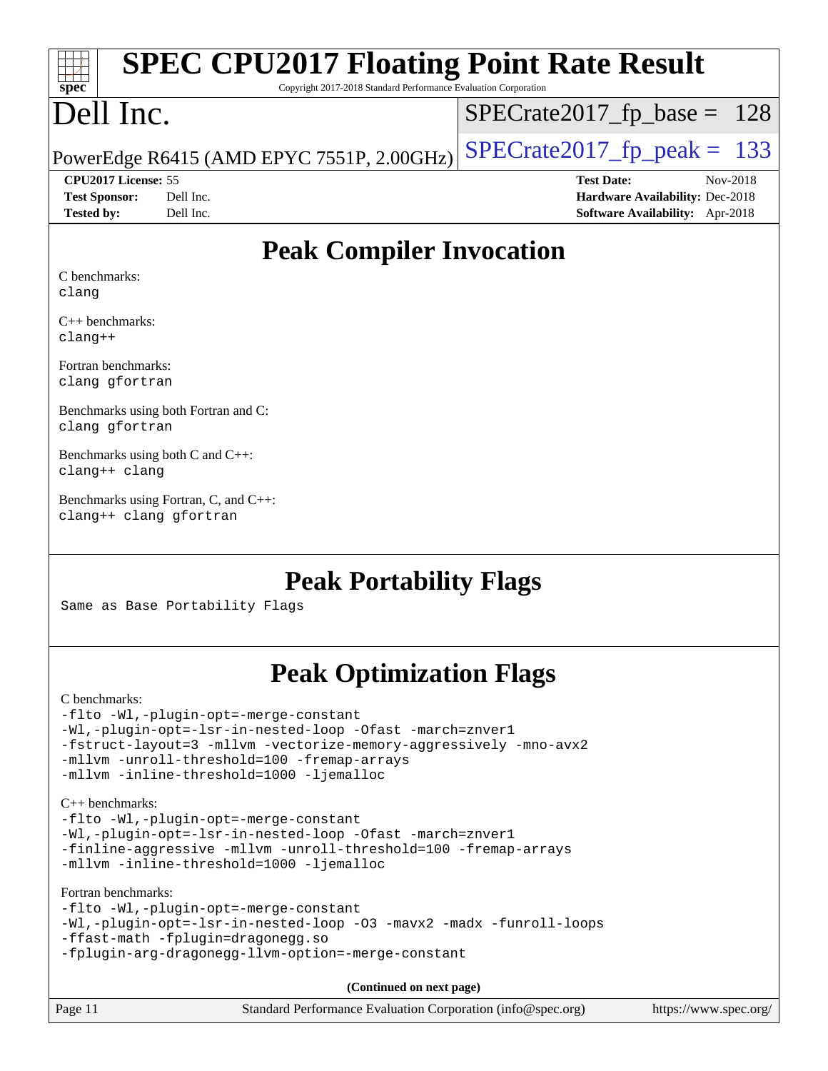# SPEC CPU2017 Floating Point Rate Result

Copyright 2017-2018 Standard Performance Evaluation Corporation

# Dell Inc.

PowerEdge R6415 (AMD EPYC 7551P, 2.00GHz)

SPECrate2017_fp_base = 128

SPECrate2017_fp_peak = 133

**CPU2017 License:** 55
**Test Sponsor:** Dell Inc.
**Tested by:** Dell Inc.

**Test Date:** Nov-2018
**Hardware Availability:** Dec-2018
**Software Availability:** Apr-2018

## Peak Compiler Invocation

C benchmarks:
`clang`

C++ benchmarks:
`clang++`

Fortran benchmarks:
`clang gfortran`

Benchmarks using both Fortran and C:
`clang gfortran`

Benchmarks using both C and C++:
`clang++ clang`

Benchmarks using Fortran, C, and C++:
`clang++ clang gfortran`

## Peak Portability Flags

Same as Base Portability Flags

## Peak Optimization Flags

C benchmarks:
```
-flto -Wl,-plugin-opt=-merge-constant
-Wl,-plugin-opt=-lsr-in-nested-loop -Ofast -march=znver1
-fstruct-layout=3 -mllvm -vectorize-memory-aggressively -mno-avx2
-mllvm -unroll-threshold=100 -fremap-arrays
-mllvm -inline-threshold=1000 -ljemalloc
```

C++ benchmarks:
```
-flto -Wl,-plugin-opt=-merge-constant
-Wl,-plugin-opt=-lsr-in-nested-loop -Ofast -march=znver1
-finline-aggressive -mllvm -unroll-threshold=100 -fremap-arrays
-mllvm -inline-threshold=1000 -ljemalloc
```

Fortran benchmarks:
```
-flto -Wl,-plugin-opt=-merge-constant
-Wl,-plugin-opt=-lsr-in-nested-loop -O3 -mavx2 -madx -funroll-loops
-ffast-math -fplugin=dragonegg.so
-fplugin-arg-dragonegg-llvm-option=-merge-constant
```

**(Continued on next page)**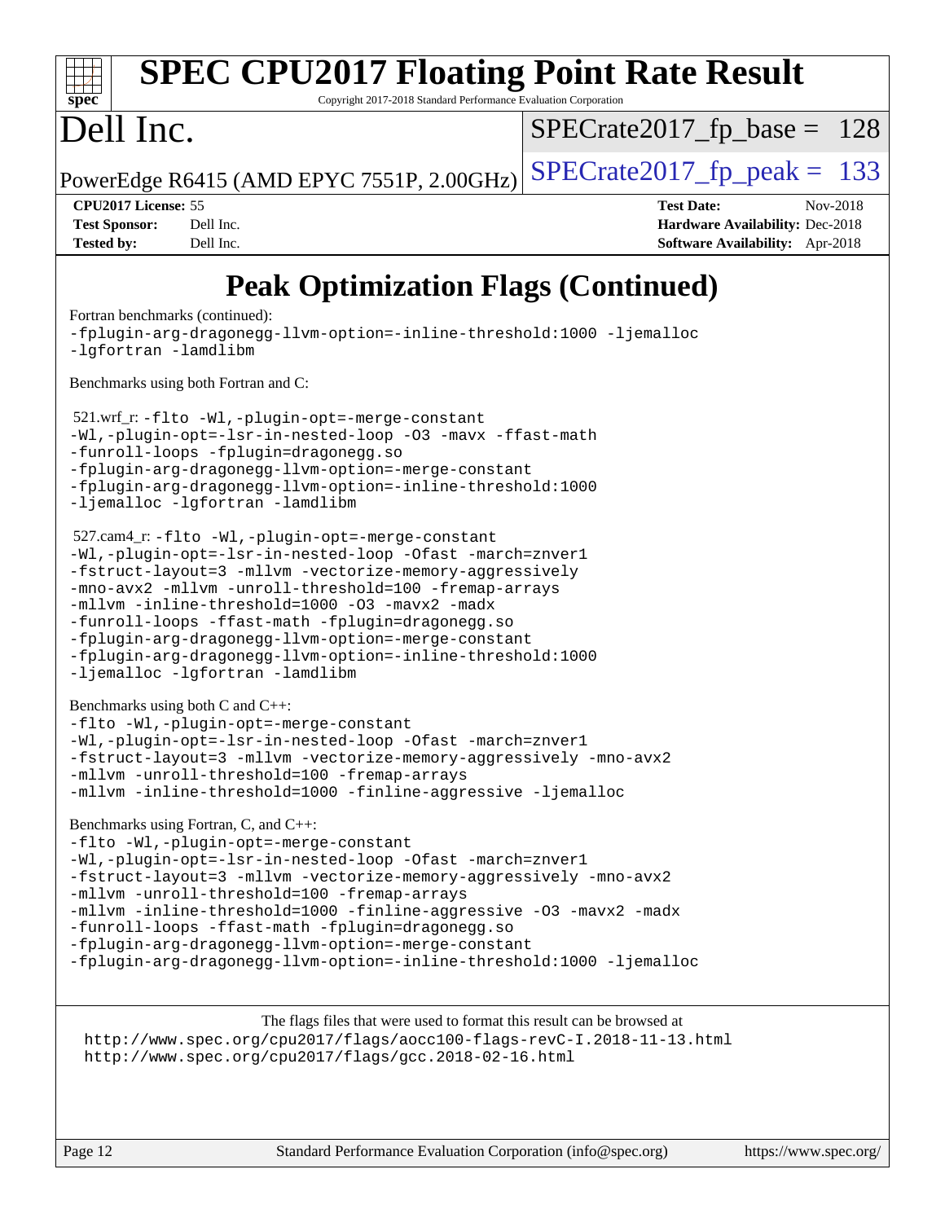# Peak Optimization Flags (Continued)

Fortran benchmarks (continued):

```
-fplugin-arg-dragonegg-llvm-option=-inline-threshold:1000 -ljemalloc
-lgfortran -lamdlibm
```

Benchmarks using both Fortran and C:

521.wrf_r:
```
-flto -Wl,-plugin-opt=-merge-constant
-Wl,-plugin-opt=-lsr-in-nested-loop -O3 -mavx -ffast-math
-funroll-loops -fplugin=dragonegg.so
-fplugin-arg-dragonegg-llvm-option=-merge-constant
-fplugin-arg-dragonegg-llvm-option=-inline-threshold:1000
-ljemalloc -lgfortran -lamdlibm
```

527.cam4_r:
```
-flto -Wl,-plugin-opt=-merge-constant
-Wl,-plugin-opt=-lsr-in-nested-loop -Ofast -march=znver1
-fstruct-layout=3 -mllvm -vectorize-memory-aggressively
-mno-avx2 -mllvm -unroll-threshold=100 -fremap-arrays
-mllvm -inline-threshold=1000 -O3 -mavx2 -madx
-funroll-loops -ffast-math -fplugin=dragonegg.so
-fplugin-arg-dragonegg-llvm-option=-merge-constant
-fplugin-arg-dragonegg-llvm-option=-inline-threshold:1000
-ljemalloc -lgfortran -lamdlibm
```

Benchmarks using both C and C++:

```
-flto -Wl,-plugin-opt=-merge-constant
-Wl,-plugin-opt=-lsr-in-nested-loop -Ofast -march=znver1
-fstruct-layout=3 -mllvm -vectorize-memory-aggressively -mno-avx2
-mllvm -unroll-threshold=100 -fremap-arrays
-mllvm -inline-threshold=1000 -finline-aggressive -ljemalloc
```

Benchmarks using Fortran, C, and C++:

```
-flto -Wl,-plugin-opt=-merge-constant
-Wl,-plugin-opt=-lsr-in-nested-loop -Ofast -march=znver1
-fstruct-layout=3 -mllvm -vectorize-memory-aggressively -mno-avx2
-mllvm -unroll-threshold=100 -fremap-arrays
-mllvm -inline-threshold=1000 -finline-aggressive -O3 -mavx2 -madx
-funroll-loops -ffast-math -fplugin=dragonegg.so
-fplugin-arg-dragonegg-llvm-option=-merge-constant
-fplugin-arg-dragonegg-llvm-option=-inline-threshold:1000 -ljemalloc
```

The flags files that were used to format this result can be browsed at
http://www.spec.org/cpu2017/flags/aocc100-flags-revC-I.2018-11-13.html
http://www.spec.org/cpu2017/flags/gcc.2018-02-16.html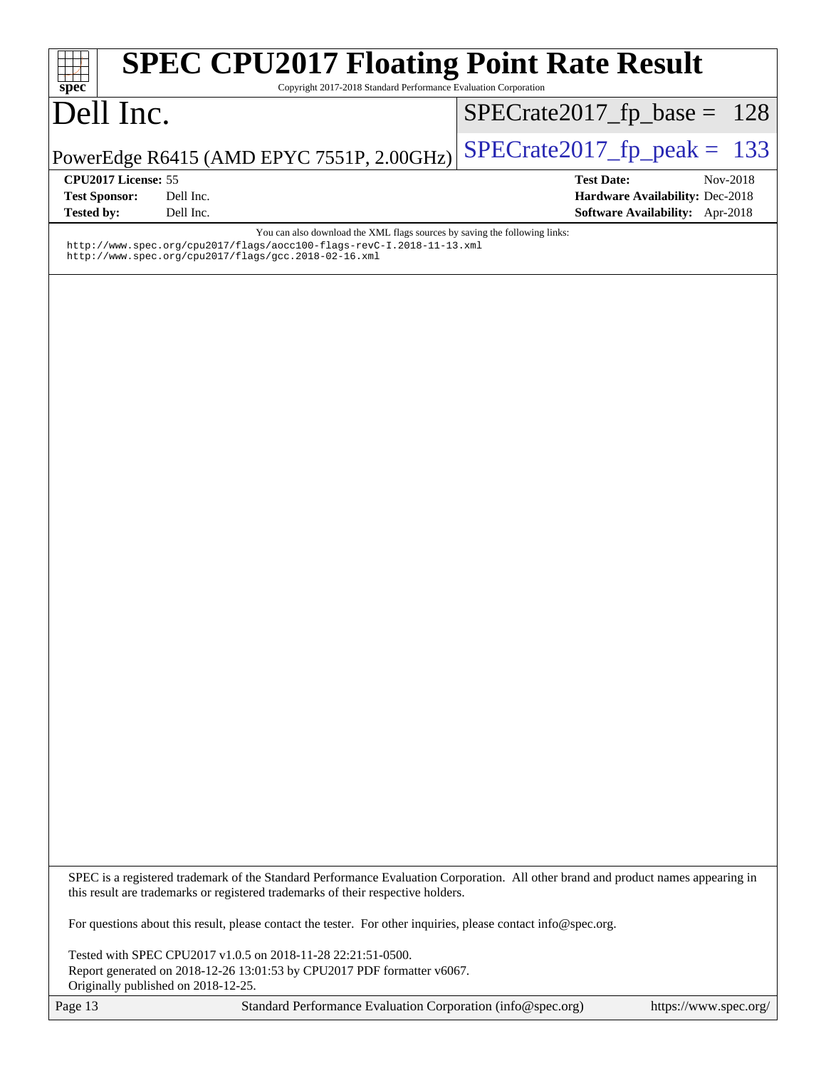You can also download the XML flags sources by saving the following links:
http://www.spec.org/cpu2017/flags/aocc100-flags-revC-I.2018-11-13.xml
http://www.spec.org/cpu2017/flags/gcc.2018-02-16.xml

SPEC is a registered trademark of the Standard Performance Evaluation Corporation. All other brand and product names appearing in this result are trademarks or registered trademarks of their respective holders.

For questions about this result, please contact the tester. For other inquiries, please contact info@spec.org.

Tested with SPEC CPU2017 v1.0.5 on 2018-11-28 22:21:51-0500.
Report generated on 2018-12-26 13:01:53 by CPU2017 PDF formatter v6067.
Originally published on 2018-12-25.